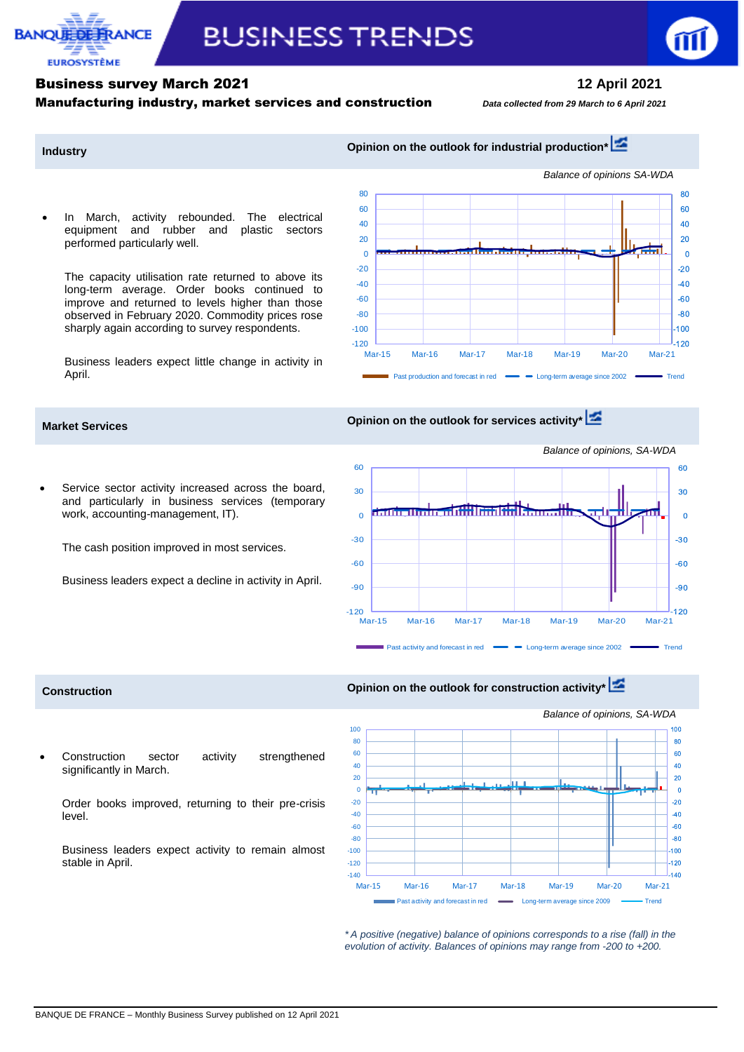# BUSINESS TRENDS

## Business survey March 2021

**12 April 2021**

### Manufacturing industry, market services and construction

*Data collected from 29 March to 6 April 2021*

## Industry

- In March, activity rebounded. The electrical equipment and rubber and plastic sectors performed particularly well.

  The capacity utilisation rate returned to above its long-term average. Order books continued to improve and returned to levels higher than those observed in February 2020. Commodity prices rose sharply again according to survey respondents.

  Business leaders expect little change in activity in April.

**Opinion on the outlook for industrial production***

*Balance of opinions SA-WDA*

Past production and forecast in red — Long-term average since 2002 — Trend

## Market Services

- Service sector activity increased across the board, and particularly in business services (temporary work, accounting-management, IT).

  The cash position improved in most services.

  Business leaders expect a decline in activity in April.

**Opinion on the outlook for services activity***

*Balance of opinions, SA-WDA*

Past activity and forecast in red — Long-term average since 2002 — Trend

## Construction

- Construction sector activity strengthened significantly in March.

  Order books improved, returning to their pre-crisis level.

  Business leaders expect activity to remain almost stable in April.

**Opinion on the outlook for construction activity***

*Balance of opinions, SA-WDA*

Past activity and forecast in red — Long-term average since 2009 — Trend

*\* A positive (negative) balance of opinions corresponds to a rise (fall) in the evolution of activity. Balances of opinions may range from -200 to +200.*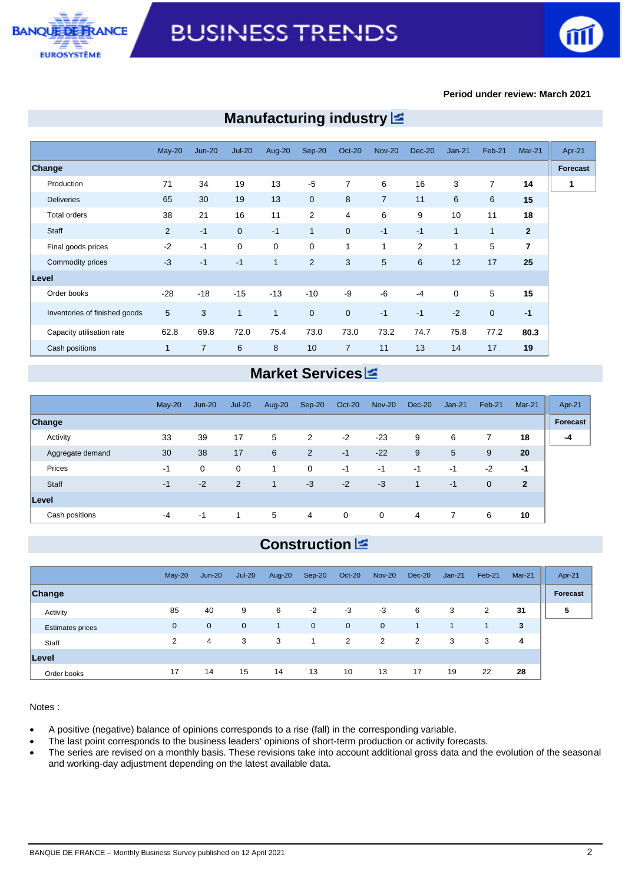Period under review: March 2021

## Manufacturing industry

| | May-20 | Jun-20 | Jul-20 | Aug-20 | Sep-20 | Oct-20 | Nov-20 | Dec-20 | Jan-21 | Feb-21 | Mar-21 | Apr-21 |
|---|---|---|---|---|---|---|---|---|---|---|---|---|
| **Change** | | | | | | | | | | | | **Forecast** |
| Production | 71 | 34 | 19 | 13 | -5 | 7 | 6 | 16 | 3 | 7 | **14** | **1** |
| Deliveries | 65 | 30 | 19 | 13 | 0 | 8 | 7 | 11 | 6 | 6 | **15** | |
| Total orders | 38 | 21 | 16 | 11 | 2 | 4 | 6 | 9 | 10 | 11 | **18** | |
| Staff | 2 | -1 | 0 | -1 | 1 | 0 | -1 | -1 | 1 | 1 | **2** | |
| Final goods prices | -2 | -1 | 0 | 0 | 0 | 1 | 1 | 2 | 1 | 5 | **7** | |
| Commodity prices | -3 | -1 | -1 | 1 | 2 | 3 | 5 | 6 | 12 | 17 | **25** | |
| **Level** | | | | | | | | | | | | |
| Order books | -28 | -18 | -15 | -13 | -10 | -9 | -6 | -4 | 0 | 5 | **15** | |
| Inventories of finished goods | 5 | 3 | 1 | 1 | 0 | 0 | -1 | -1 | -2 | 0 | **-1** | |
| Capacity utilisation rate | 62.8 | 69.8 | 72.0 | 75.4 | 73.0 | 73.0 | 73.2 | 74.7 | 75.8 | 77.2 | **80.3** | |
| Cash positions | 1 | 7 | 6 | 8 | 10 | 7 | 11 | 13 | 14 | 17 | **19** | |

## Market Services

| | May-20 | Jun-20 | Jul-20 | Aug-20 | Sep-20 | Oct-20 | Nov-20 | Dec-20 | Jan-21 | Feb-21 | Mar-21 | Apr-21 |
|---|---|---|---|---|---|---|---|---|---|---|---|---|
| **Change** | | | | | | | | | | | | **Forecast** |
| Activity | 33 | 39 | 17 | 5 | 2 | -2 | -23 | 9 | 6 | 7 | **18** | **-4** |
| Aggregate demand | 30 | 38 | 17 | 6 | 2 | -1 | -22 | 9 | 5 | 9 | **20** | |
| Prices | -1 | 0 | 0 | 1 | 0 | -1 | -1 | -1 | -1 | -2 | **-1** | |
| Staff | -1 | -2 | 2 | 1 | -3 | -2 | -3 | 1 | -1 | 0 | **2** | |
| **Level** | | | | | | | | | | | | |
| Cash positions | -4 | -1 | 1 | 5 | 4 | 0 | 0 | 4 | 7 | 6 | **10** | |

## Construction

| | May-20 | Jun-20 | Jul-20 | Aug-20 | Sep-20 | Oct-20 | Nov-20 | Dec-20 | Jan-21 | Feb-21 | Mar-21 | Apr-21 |
|---|---|---|---|---|---|---|---|---|---|---|---|---|
| **Change** | | | | | | | | | | | | **Forecast** |
| Activity | 85 | 40 | 9 | 6 | -2 | -3 | -3 | 6 | 3 | 2 | **31** | **5** |
| Estimates prices | 0 | 0 | 0 | 1 | 0 | 0 | 0 | 1 | 1 | 1 | **3** | |
| Staff | 2 | 4 | 3 | 3 | 1 | 2 | 2 | 2 | 3 | 3 | **4** | |
| **Level** | | | | | | | | | | | | |
| Order books | 17 | 14 | 15 | 14 | 13 | 10 | 13 | 17 | 19 | 22 | **28** | |

Notes :

- A positive (negative) balance of opinions corresponds to a rise (fall) in the corresponding variable.
- The last point corresponds to the business leaders' opinions of short-term production or activity forecasts.
- The series are revised on a monthly basis. These revisions take into account additional gross data and the evolution of the seasonal and working-day adjustment depending on the latest available data.

BANQUE DE FRANCE – Monthly Business Survey published on 12 April 2021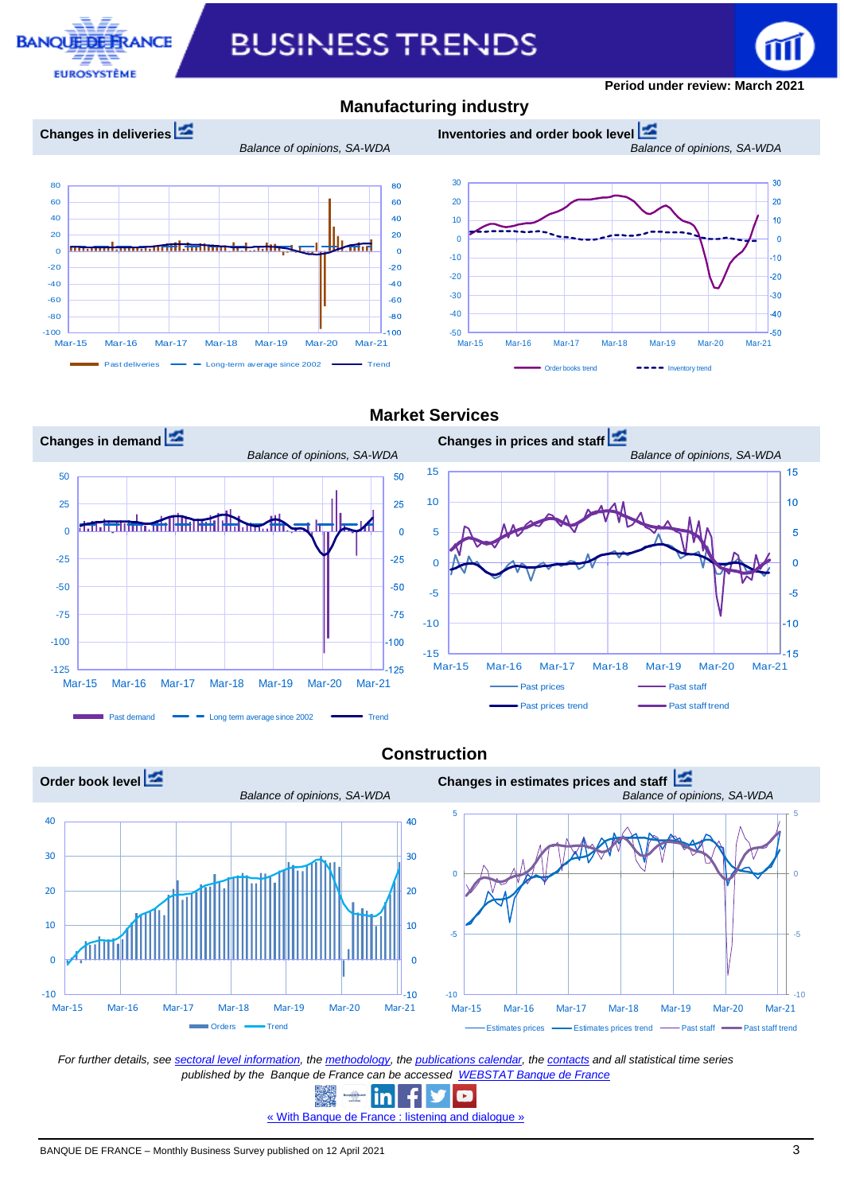Period under review: March 2021

## Manufacturing industry

### Changes in deliveries

*Balance of opinions, SA-WDA*

80 60 40 20 0 -20 -40 -60 -80 -100

Mar-15 Mar-16 Mar-17 Mar-18 Mar-19 Mar-20 Mar-21

Past deliveries — Long-term average since 2002 — Trend

### Inventories and order book level

*Balance of opinions, SA-WDA*

30 20 10 0 -10 -20 -30 -40 -50

Mar-15 Mar-16 Mar-17 Mar-18 Mar-19 Mar-20 Mar-21

Order books trend — Inventory trend

## Market Services

### Changes in demand

*Balance of opinions, SA-WDA*

50 25 0 -25 -50 -75 -100 -125

Mar-15 Mar-16 Mar-17 Mar-18 Mar-19 Mar-20 Mar-21

Past demand — Long term average since 2002 — Trend

### Changes in prices and staff

*Balance of opinions, SA-WDA*

15 10 5 0 -5 -10 -15

Mar-15 Mar-16 Mar-17 Mar-18 Mar-19 Mar-20 Mar-21

Past prices — Past staff — Past prices trend — Past staff trend

## Construction

### Order book level

*Balance of opinions, SA-WDA*

40 30 20 10 0 -10

Mar-15 Mar-16 Mar-17 Mar-18 Mar-19 Mar-20 Mar-21

Orders — Trend

### Changes in estimates prices and staff

*Balance of opinions, SA-WDA*

5 0 -5 -10

Mar-15 Mar-16 Mar-17 Mar-18 Mar-19 Mar-20 Mar-21

Estimates prices — Estimates prices trend — Past staff — Past staff trend

*For further details, see sectoral level information, the methodology, the publications calendar, the contacts and all statistical time series published by the Banque de France can be accessed WEBSTAT Banque de France*

« With Banque de France : listening and dialogue »

BANQUE DE FRANCE – Monthly Business Survey published on 12 April 2021